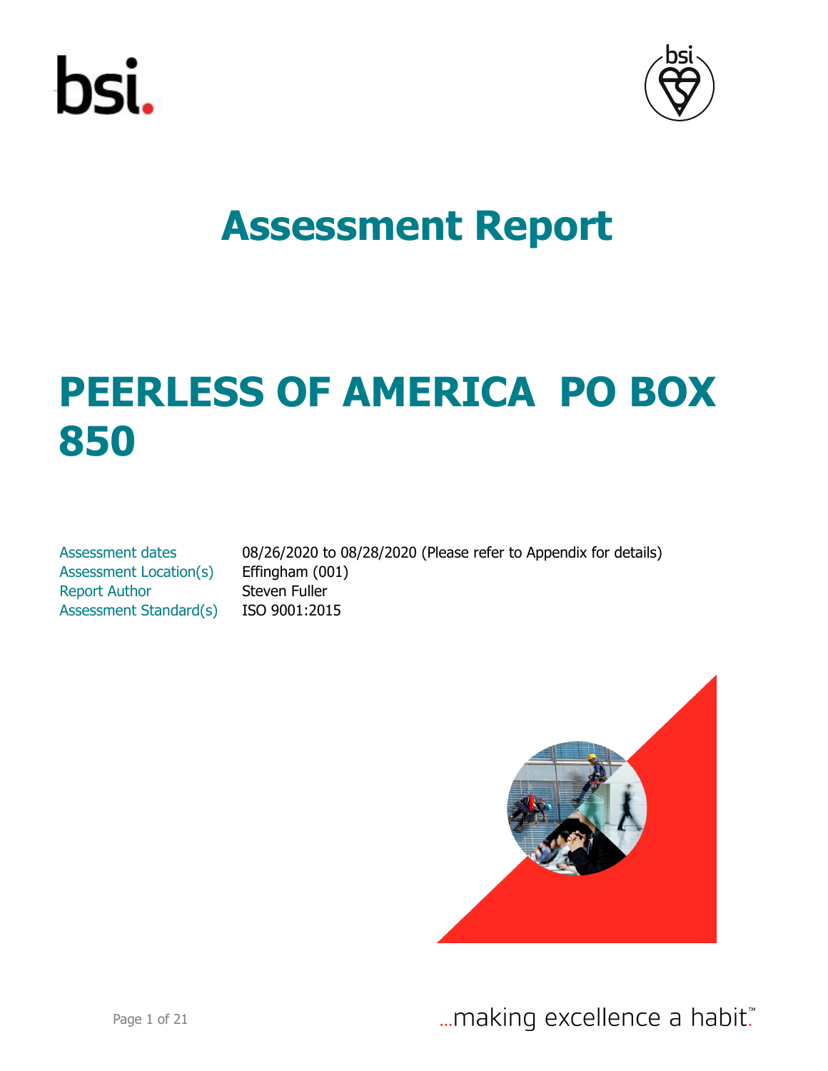# Assessment Report

# PEERLESS OF AMERICA PO BOX 850

| | |
|---|---|
| Assessment dates | 08/26/2020 to 08/28/2020 (Please refer to Appendix for details) |
| Assessment Location(s) | Effingham (001) |
| Report Author | Steven Fuller |
| Assessment Standard(s) | ISO 9001:2015 |

...making excellence a habit.™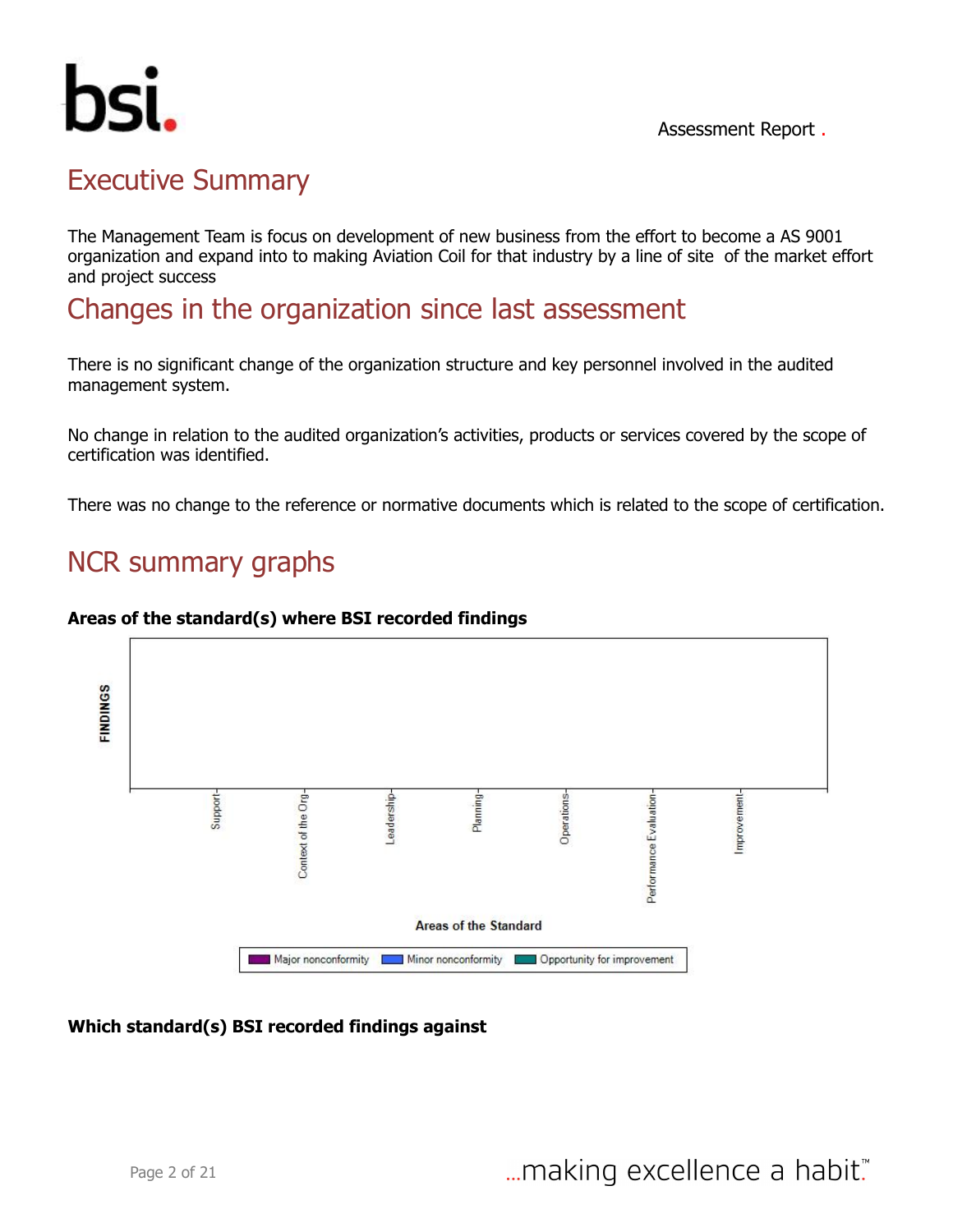## Executive Summary

The Management Team is focus on development of new business from the effort to become a AS 9001 organization and expand into to making Aviation Coil for that industry by a line of site of the market effort and project success

## Changes in the organization since last assessment

There is no significant change of the organization structure and key personnel involved in the audited management system.

No change in relation to the audited organization's activities, products or services covered by the scope of certification was identified.

There was no change to the reference or normative documents which is related to the scope of certification.

## NCR summary graphs

**Areas of the standard(s) where BSI recorded findings**

FINDINGS

Support, Context of the Org, Leadership, Planning, Operations, Performance Evaluation, Improvement

Areas of the Standard

Major nonconformity | Minor nonconformity | Opportunity for improvement

**Which standard(s) BSI recorded findings against**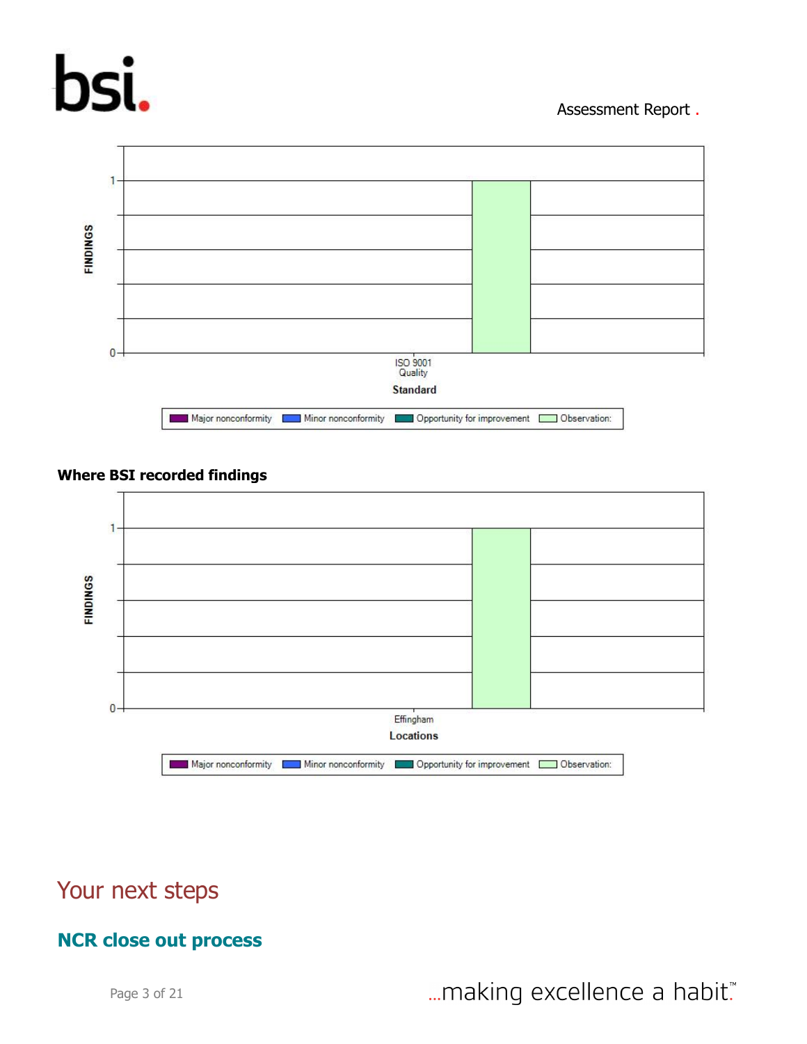FINDINGS

1

0

ISO 9001
Quality

Standard

Major nonconformity | Minor nonconformity | Opportunity for improvement | Observation:

**Where BSI recorded findings**

FINDINGS

1

0

Effingham

Locations

Major nonconformity | Minor nonconformity | Opportunity for improvement | Observation:

# Your next steps

## NCR close out process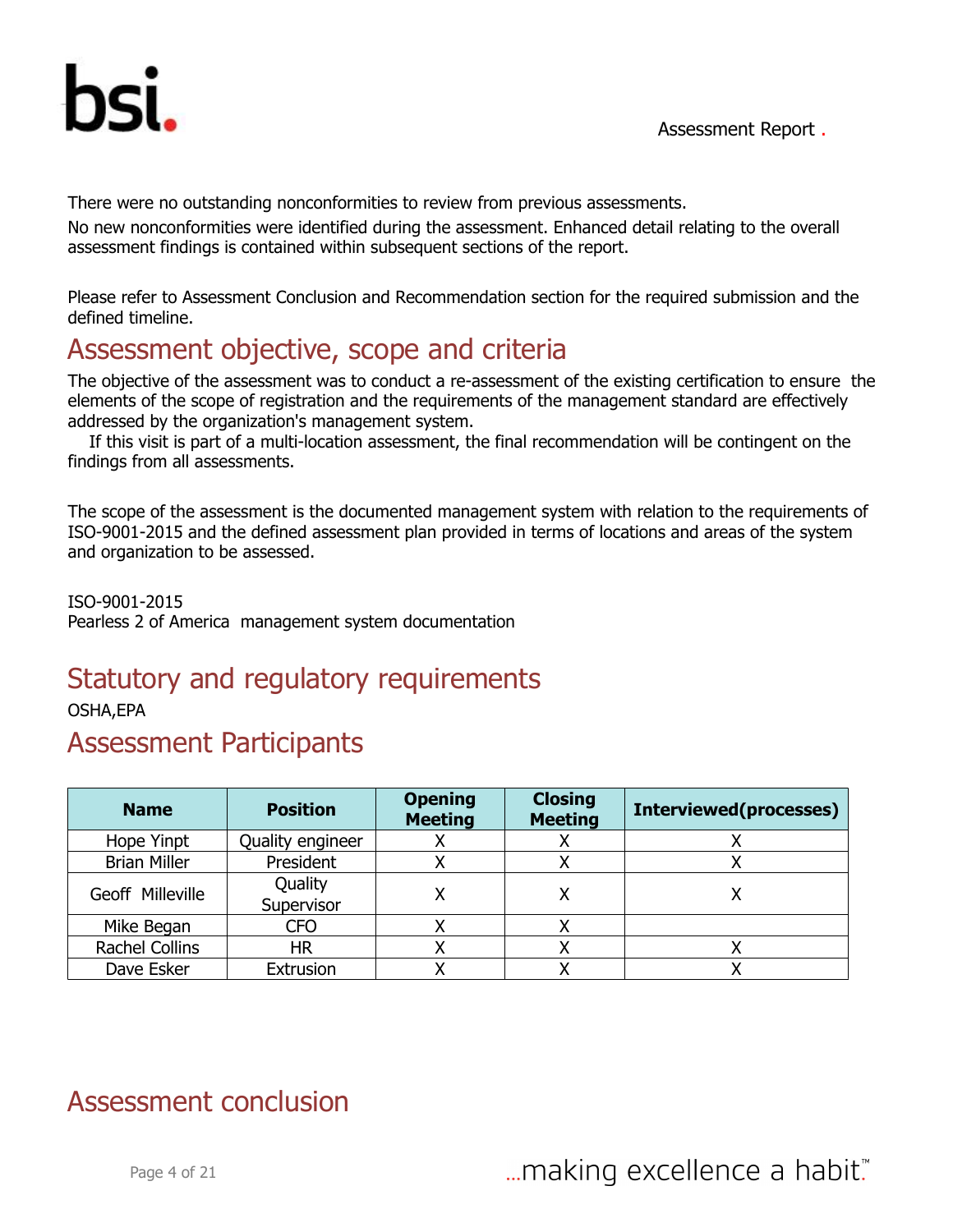There were no outstanding nonconformities to review from previous assessments.

No new nonconformities were identified during the assessment. Enhanced detail relating to the overall assessment findings is contained within subsequent sections of the report.

Please refer to Assessment Conclusion and Recommendation section for the required submission and the defined timeline.

## Assessment objective, scope and criteria

The objective of the assessment was to conduct a re-assessment of the existing certification to ensure the elements of the scope of registration and the requirements of the management standard are effectively addressed by the organization's management system.

If this visit is part of a multi-location assessment, the final recommendation will be contingent on the findings from all assessments.

The scope of the assessment is the documented management system with relation to the requirements of ISO-9001-2015 and the defined assessment plan provided in terms of locations and areas of the system and organization to be assessed.

ISO-9001-2015
Pearless 2 of America management system documentation

## Statutory and regulatory requirements

OSHA,EPA

## Assessment Participants

| Name | Position | Opening Meeting | Closing Meeting | Interviewed(processes) |
|---|---|---|---|---|
| Hope Yinpt | Quality engineer | X | X | X |
| Brian Miller | President | X | X | X |
| Geoff Milleville | Quality Supervisor | X | X | X |
| Mike Began | CFO | X | X | |
| Rachel Collins | HR | X | X | X |
| Dave Esker | Extrusion | X | X | X |

## Assessment conclusion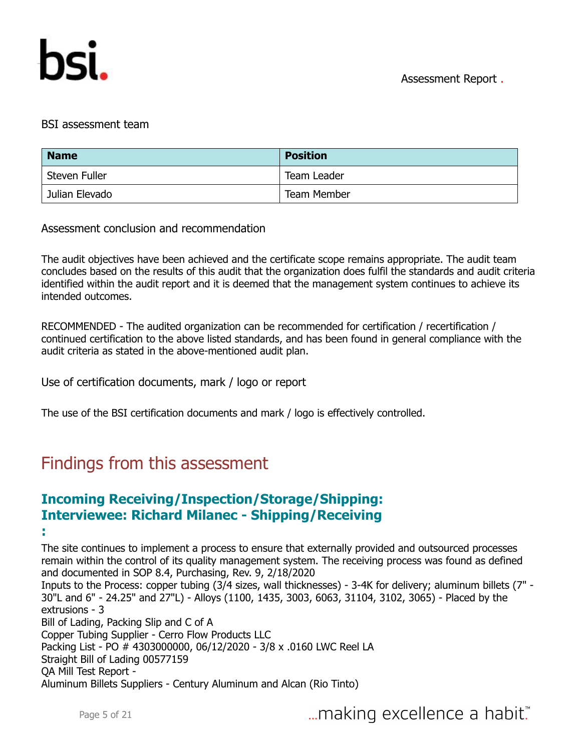BSI assessment team

| Name | Position |
| --- | --- |
| Steven Fuller | Team Leader |
| Julian Elevado | Team Member |

Assessment conclusion and recommendation

The audit objectives have been achieved and the certificate scope remains appropriate. The audit team concludes based on the results of this audit that the organization does fulfil the standards and audit criteria identified within the audit report and it is deemed that the management system continues to achieve its intended outcomes.

RECOMMENDED - The audited organization can be recommended for certification / recertification / continued certification to the above listed standards, and has been found in general compliance with the audit criteria as stated in the above-mentioned audit plan.

Use of certification documents, mark / logo or report

The use of the BSI certification documents and mark / logo is effectively controlled.

# Findings from this assessment

## Incoming Receiving/Inspection/Storage/Shipping: Interviewee: Richard Milanec - Shipping/Receiving :

The site continues to implement a process to ensure that externally provided and outsourced processes remain within the control of its quality management system. The receiving process was found as defined and documented in SOP 8.4, Purchasing, Rev. 9, 2/18/2020
Inputs to the Process: copper tubing (3/4 sizes, wall thicknesses) - 3-4K for delivery; aluminum billets (7" - 30"L and 6" - 24.25" and 27"L) - Alloys (1100, 1435, 3003, 6063, 31104, 3102, 3065) - Placed by the extrusions - 3
Bill of Lading, Packing Slip and C of A
Copper Tubing Supplier - Cerro Flow Products LLC
Packing List - PO # 4303000000, 06/12/2020 - 3/8 x .0160 LWC Reel LA
Straight Bill of Lading 00577159
QA Mill Test Report -
Aluminum Billets Suppliers - Century Aluminum and Alcan (Rio Tinto)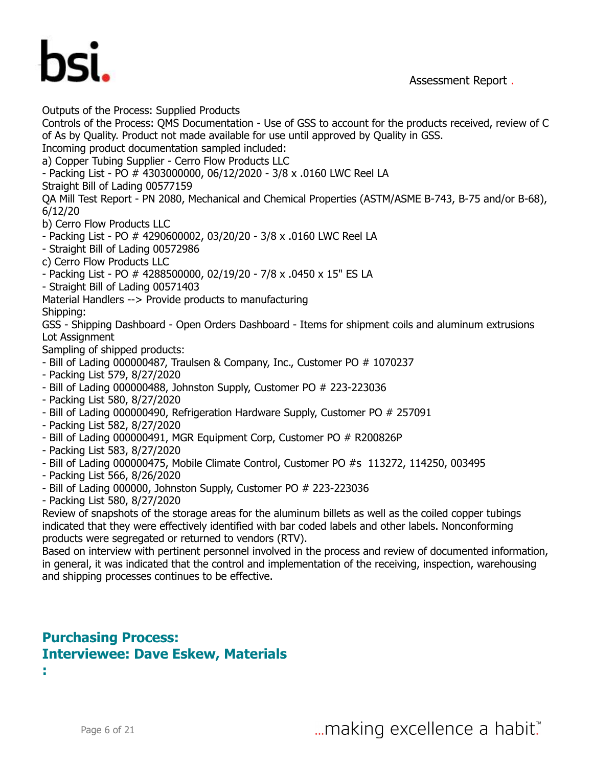Outputs of the Process: Supplied Products

Controls of the Process: QMS Documentation - Use of GSS to account for the products received, review of C of As by Quality. Product not made available for use until approved by Quality in GSS.

Incoming product documentation sampled included:

a) Copper Tubing Supplier - Cerro Flow Products LLC

- Packing List - PO # 4303000000, 06/12/2020 - 3/8 x .0160 LWC Reel LA

Straight Bill of Lading 00577159

QA Mill Test Report - PN 2080, Mechanical and Chemical Properties (ASTM/ASME B-743, B-75 and/or B-68), 6/12/20

b) Cerro Flow Products LLC

- Packing List - PO # 4290600002, 03/20/20 - 3/8 x .0160 LWC Reel LA
- Straight Bill of Lading 00572986

c) Cerro Flow Products LLC

- Packing List - PO # 4288500000, 02/19/20 - 7/8 x .0450 x 15" ES LA
- Straight Bill of Lading 00571403

Material Handlers --> Provide products to manufacturing

Shipping:

GSS - Shipping Dashboard - Open Orders Dashboard - Items for shipment coils and aluminum extrusions Lot Assignment

Sampling of shipped products:

- Bill of Lading 000000487, Traulsen & Company, Inc., Customer PO # 1070237
- Packing List 579, 8/27/2020
- Bill of Lading 000000488, Johnston Supply, Customer PO # 223-223036
- Packing List 580, 8/27/2020
- Bill of Lading 000000490, Refrigeration Hardware Supply, Customer PO # 257091
- Packing List 582, 8/27/2020
- Bill of Lading 000000491, MGR Equipment Corp, Customer PO # R200826P
- Packing List 583, 8/27/2020
- Bill of Lading 000000475, Mobile Climate Control, Customer PO #s 113272, 114250, 003495
- Packing List 566, 8/26/2020
- Bill of Lading 000000, Johnston Supply, Customer PO # 223-223036
- Packing List 580, 8/27/2020

Review of snapshots of the storage areas for the aluminum billets as well as the coiled copper tubings indicated that they were effectively identified with bar coded labels and other labels. Nonconforming products were segregated or returned to vendors (RTV).

Based on interview with pertinent personnel involved in the process and review of documented information, in general, it was indicated that the control and implementation of the receiving, inspection, warehousing and shipping processes continues to be effective.

## Purchasing Process:
## Interviewee: Dave Eskew, Materials
## :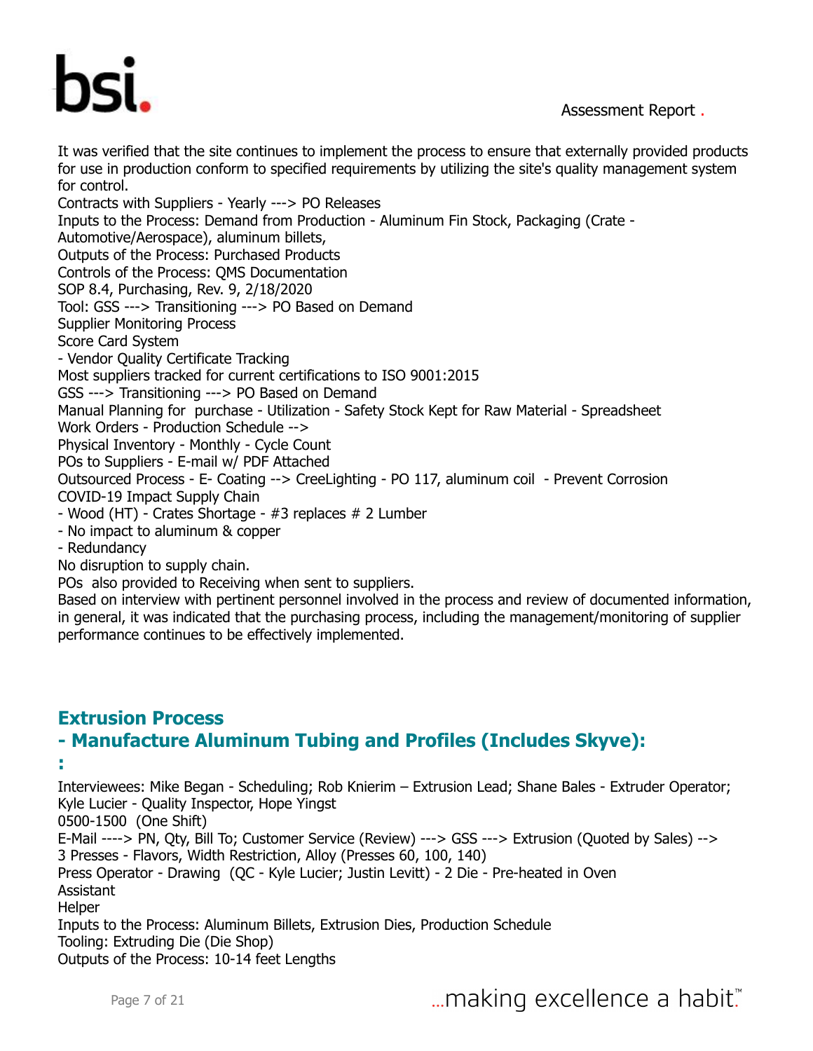It was verified that the site continues to implement the process to ensure that externally provided products for use in production conform to specified requirements by utilizing the site's quality management system for control.

Contracts with Suppliers - Yearly ---> PO Releases

Inputs to the Process: Demand from Production - Aluminum Fin Stock, Packaging (Crate - Automotive/Aerospace), aluminum billets,

Outputs of the Process: Purchased Products

Controls of the Process: QMS Documentation

SOP 8.4, Purchasing, Rev. 9, 2/18/2020

Tool: GSS ---> Transitioning ---> PO Based on Demand

Supplier Monitoring Process

Score Card System

- Vendor Quality Certificate Tracking

Most suppliers tracked for current certifications to ISO 9001:2015

GSS ---> Transitioning ---> PO Based on Demand

Manual Planning for purchase - Utilization - Safety Stock Kept for Raw Material - Spreadsheet

Work Orders - Production Schedule -->

Physical Inventory - Monthly - Cycle Count

POs to Suppliers - E-mail w/ PDF Attached

Outsourced Process - E- Coating --> CreeLighting - PO 117, aluminum coil - Prevent Corrosion

COVID-19 Impact Supply Chain

- Wood (HT) - Crates Shortage - #3 replaces # 2 Lumber
- No impact to aluminum & copper
- Redundancy

No disruption to supply chain.

POs also provided to Receiving when sent to suppliers.

Based on interview with pertinent personnel involved in the process and review of documented information, in general, it was indicated that the purchasing process, including the management/monitoring of supplier performance continues to be effectively implemented.

## Extrusion Process
## - Manufacture Aluminum Tubing and Profiles (Includes Skyve):
## :

Interviewees: Mike Began - Scheduling; Rob Knierim – Extrusion Lead; Shane Bales - Extruder Operator; Kyle Lucier - Quality Inspector, Hope Yingst

0500-1500 (One Shift)

E-Mail ----> PN, Qty, Bill To; Customer Service (Review) ---> GSS ---> Extrusion (Quoted by Sales) -->

3 Presses - Flavors, Width Restriction, Alloy (Presses 60, 100, 140)

Press Operator - Drawing (QC - Kyle Lucier; Justin Levitt) - 2 Die - Pre-heated in Oven

Assistant

Helper

Inputs to the Process: Aluminum Billets, Extrusion Dies, Production Schedule

Tooling: Extruding Die (Die Shop)

Outputs of the Process: 10-14 feet Lengths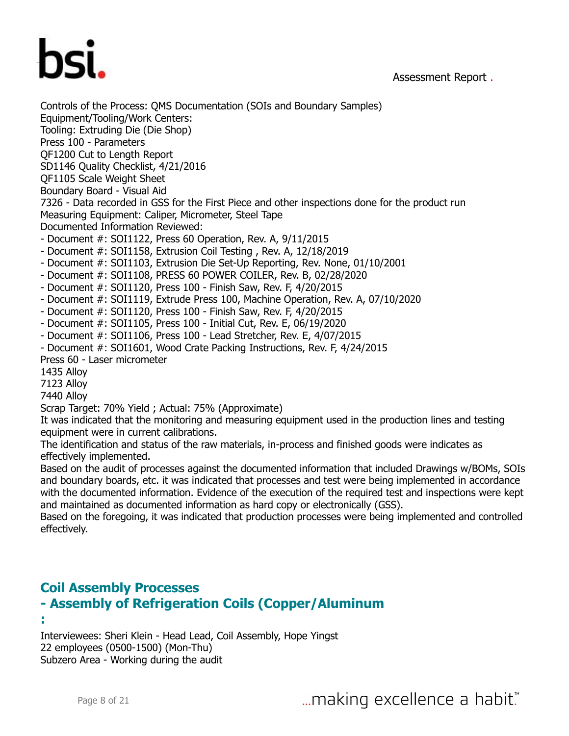Controls of the Process: QMS Documentation (SOIs and Boundary Samples)
Equipment/Tooling/Work Centers:
Tooling: Extruding Die (Die Shop)
Press 100 - Parameters
QF1200 Cut to Length Report
SD1146 Quality Checklist, 4/21/2016
QF1105 Scale Weight Sheet
Boundary Board - Visual Aid
7326 - Data recorded in GSS for the First Piece and other inspections done for the product run
Measuring Equipment: Caliper, Micrometer, Steel Tape
Documented Information Reviewed:
- Document #: SOI1122, Press 60 Operation, Rev. A, 9/11/2015
- Document #: SOI1158, Extrusion Coil Testing , Rev. A, 12/18/2019
- Document #: SOI1103, Extrusion Die Set-Up Reporting, Rev. None, 01/10/2001
- Document #: SOI1108, PRESS 60 POWER COILER, Rev. B, 02/28/2020
- Document #: SOI1120, Press 100 - Finish Saw, Rev. F, 4/20/2015
- Document #: SOI1119, Extrude Press 100, Machine Operation, Rev. A, 07/10/2020
- Document #: SOI1120, Press 100 - Finish Saw, Rev. F, 4/20/2015
- Document #: SOI1105, Press 100 - Initial Cut, Rev. E, 06/19/2020
- Document #: SOI1106, Press 100 - Lead Stretcher, Rev. E, 4/07/2015
- Document #: SOI1601, Wood Crate Packing Instructions, Rev. F, 4/24/2015

Press 60 - Laser micrometer
1435 Alloy
7123 Alloy
7440 Alloy
Scrap Target: 70% Yield ; Actual: 75% (Approximate)
It was indicated that the monitoring and measuring equipment used in the production lines and testing equipment were in current calibrations.
The identification and status of the raw materials, in-process and finished goods were indicates as effectively implemented.
Based on the audit of processes against the documented information that included Drawings w/BOMs, SOIs and boundary boards, etc. it was indicated that processes and test were being implemented in accordance with the documented information. Evidence of the execution of the required test and inspections were kept and maintained as documented information as hard copy or electronically (GSS).
Based on the foregoing, it was indicated that production processes were being implemented and controlled effectively.

## Coil Assembly Processes
## - Assembly of Refrigeration Coils (Copper/Aluminum
## :

Interviewees: Sheri Klein - Head Lead, Coil Assembly, Hope Yingst
22 employees (0500-1500) (Mon-Thu)
Subzero Area - Working during the audit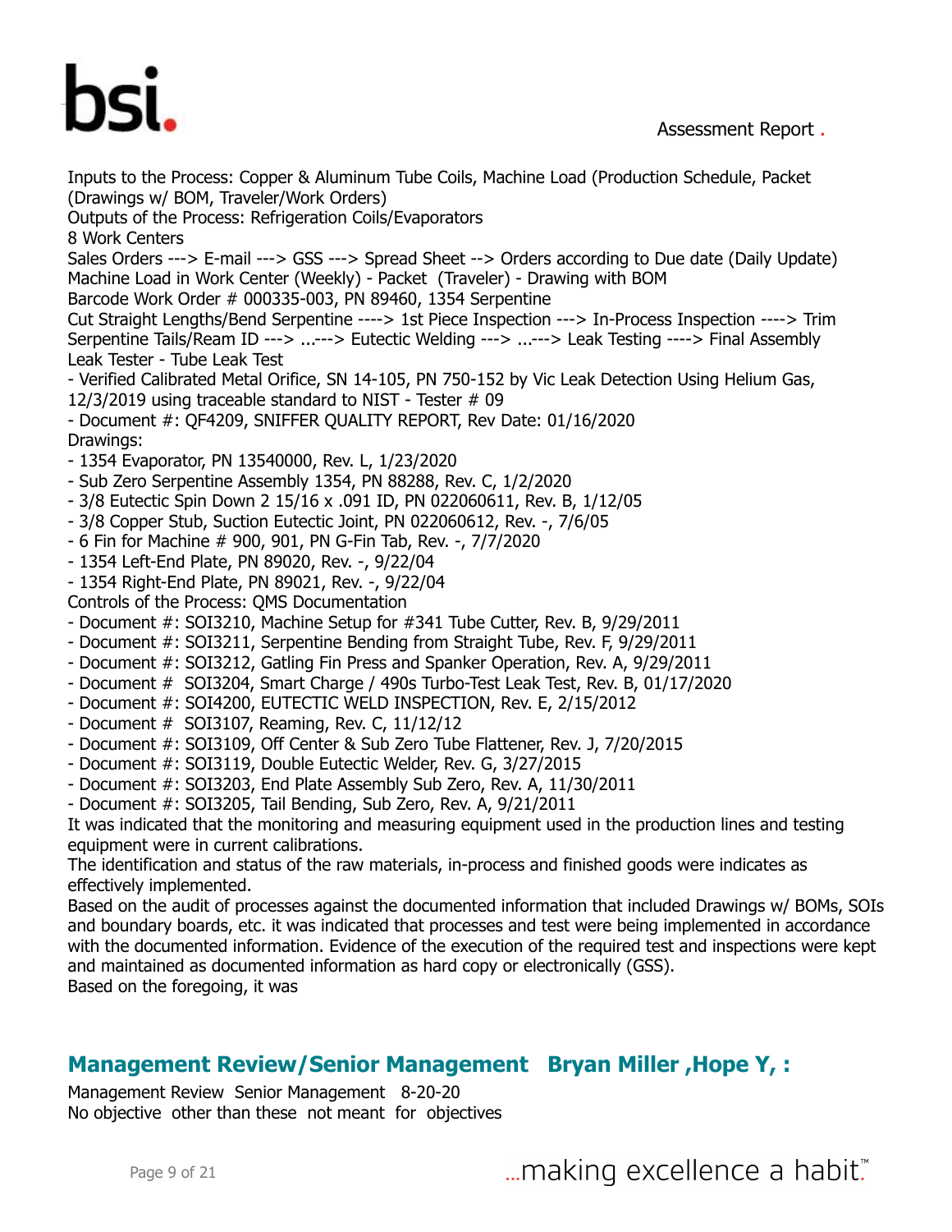Inputs to the Process: Copper & Aluminum Tube Coils, Machine Load (Production Schedule, Packet (Drawings w/ BOM, Traveler/Work Orders)
Outputs of the Process: Refrigeration Coils/Evaporators
8 Work Centers
Sales Orders ---> E-mail ---> GSS ---> Spread Sheet --> Orders according to Due date (Daily Update)
Machine Load in Work Center (Weekly) - Packet (Traveler) - Drawing with BOM
Barcode Work Order # 000335-003, PN 89460, 1354 Serpentine
Cut Straight Lengths/Bend Serpentine ----> 1st Piece Inspection ---> In-Process Inspection ----> Trim Serpentine Tails/Ream ID ---> ...---> Eutectic Welding ---> ...---> Leak Testing ----> Final Assembly
Leak Tester - Tube Leak Test
- Verified Calibrated Metal Orifice, SN 14-105, PN 750-152 by Vic Leak Detection Using Helium Gas, 12/3/2019 using traceable standard to NIST - Tester # 09
- Document #: QF4209, SNIFFER QUALITY REPORT, Rev Date: 01/16/2020
Drawings:
- 1354 Evaporator, PN 13540000, Rev. L, 1/23/2020
- Sub Zero Serpentine Assembly 1354, PN 88288, Rev. C, 1/2/2020
- 3/8 Eutectic Spin Down 2 15/16 x .091 ID, PN 022060611, Rev. B, 1/12/05
- 3/8 Copper Stub, Suction Eutectic Joint, PN 022060612, Rev. -, 7/6/05
- 6 Fin for Machine # 900, 901, PN G-Fin Tab, Rev. -, 7/7/2020
- 1354 Left-End Plate, PN 89020, Rev. -, 9/22/04
- 1354 Right-End Plate, PN 89021, Rev. -, 9/22/04
Controls of the Process: QMS Documentation
- Document #: SOI3210, Machine Setup for #341 Tube Cutter, Rev. B, 9/29/2011
- Document #: SOI3211, Serpentine Bending from Straight Tube, Rev. F, 9/29/2011
- Document #: SOI3212, Gatling Fin Press and Spanker Operation, Rev. A, 9/29/2011
- Document # SOI3204, Smart Charge / 490s Turbo-Test Leak Test, Rev. B, 01/17/2020
- Document #: SOI4200, EUTECTIC WELD INSPECTION, Rev. E, 2/15/2012
- Document # SOI3107, Reaming, Rev. C, 11/12/12
- Document #: SOI3109, Off Center & Sub Zero Tube Flattener, Rev. J, 7/20/2015
- Document #: SOI3119, Double Eutectic Welder, Rev. G, 3/27/2015
- Document #: SOI3203, End Plate Assembly Sub Zero, Rev. A, 11/30/2011
- Document #: SOI3205, Tail Bending, Sub Zero, Rev. A, 9/21/2011
It was indicated that the monitoring and measuring equipment used in the production lines and testing equipment were in current calibrations.
The identification and status of the raw materials, in-process and finished goods were indicates as effectively implemented.
Based on the audit of processes against the documented information that included Drawings w/ BOMs, SOIs and boundary boards, etc. it was indicated that processes and test were being implemented in accordance with the documented information. Evidence of the execution of the required test and inspections were kept and maintained as documented information as hard copy or electronically (GSS).
Based on the foregoing, it was

## Management Review/Senior Management Bryan Miller ,Hope Y, :

Management Review Senior Management 8-20-20
No objective other than these not meant for objectives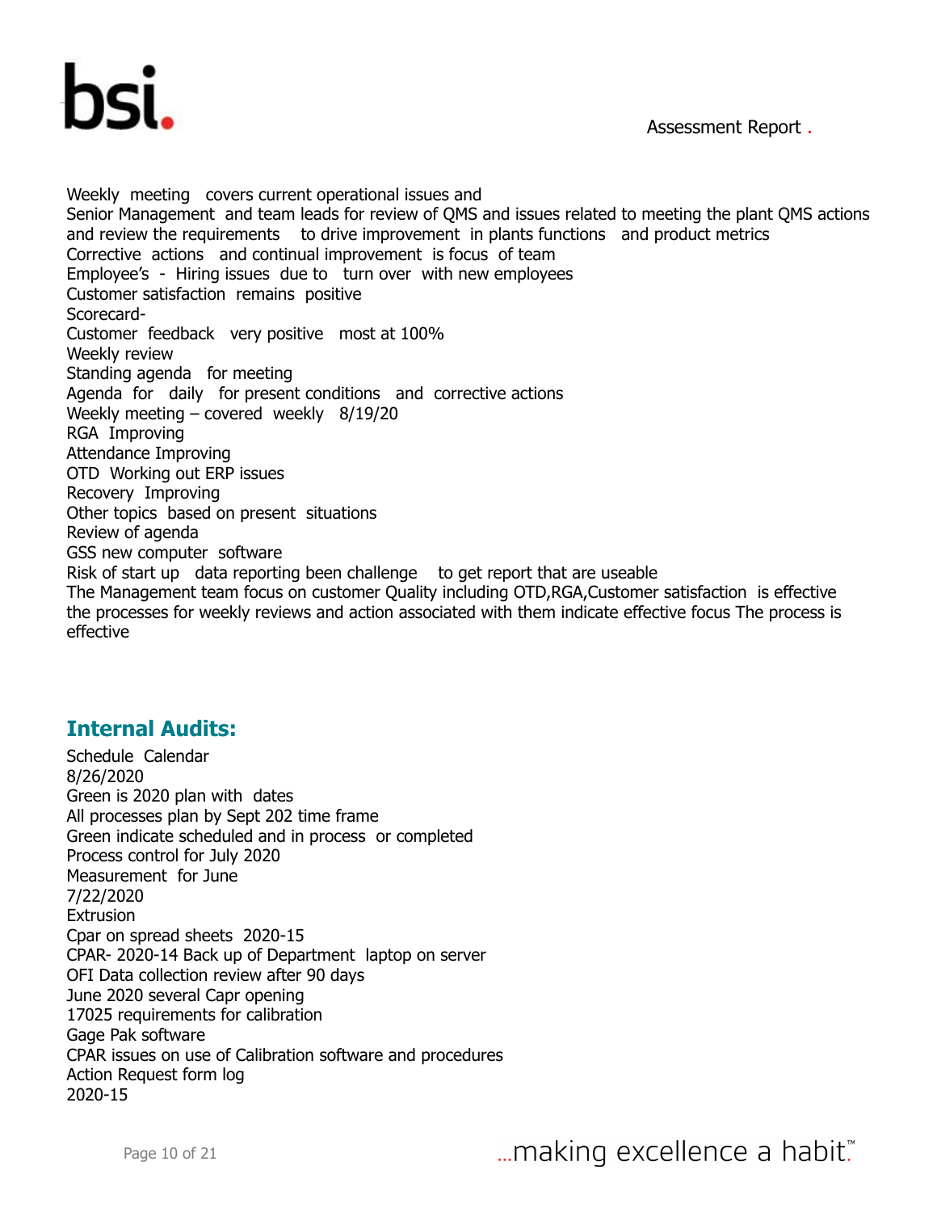Weekly meeting covers current operational issues and
Senior Management and team leads for review of QMS and issues related to meeting the plant QMS actions and review the requirements to drive improvement in plants functions and product metrics
Corrective actions and continual improvement is focus of team
Employee's - Hiring issues due to turn over with new employees
Customer satisfaction remains positive
Scorecard-
Customer feedback very positive most at 100%
Weekly review
Standing agenda for meeting
Agenda for daily for present conditions and corrective actions
Weekly meeting – covered weekly 8/19/20
RGA Improving
Attendance Improving
OTD Working out ERP issues
Recovery Improving
Other topics based on present situations
Review of agenda
GSS new computer software
Risk of start up data reporting been challenge to get report that are useable
The Management team focus on customer Quality including OTD,RGA,Customer satisfaction is effective the processes for weekly reviews and action associated with them indicate effective focus The process is effective

## Internal Audits:

Schedule Calendar
8/26/2020
Green is 2020 plan with dates
All processes plan by Sept 202 time frame
Green indicate scheduled and in process or completed
Process control for July 2020
Measurement for June
7/22/2020
Extrusion
Cpar on spread sheets 2020-15
CPAR- 2020-14 Back up of Department laptop on server
OFI Data collection review after 90 days
June 2020 several Capr opening
17025 requirements for calibration
Gage Pak software
CPAR issues on use of Calibration software and procedures
Action Request form log
2020-15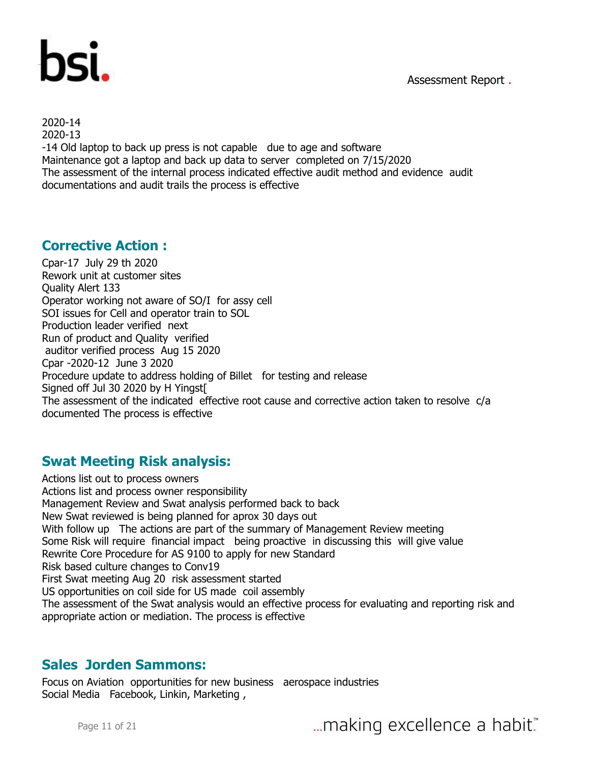2020-14
2020-13
-14 Old laptop to back up press is not capable  due to age and software
Maintenance got a laptop and back up data to server  completed on 7/15/2020
The assessment of the internal process indicated effective audit method and evidence  audit documentations and audit trails the process is effective

## Corrective Action :

Cpar-17  July 29 th 2020
Rework unit at customer sites
Quality Alert 133
Operator working not aware of SO/I  for assy cell
SOI issues for Cell and operator train to SOL
Production leader verified  next
Run of product and Quality  verified
auditor verified process  Aug 15 2020
Cpar -2020-12  June 3 2020
Procedure update to address holding of Billet   for testing and release
Signed off Jul 30 2020 by H Yingst[
The assessment of the indicated  effective root cause and corrective action taken to resolve  c/a documented The process is effective

## Swat Meeting Risk analysis:

Actions list out to process owners
Actions list and process owner responsibility
Management Review and Swat analysis performed back to back
New Swat reviewed is being planned for aprox 30 days out
With follow up   The actions are part of the summary of Management Review meeting
Some Risk will require  financial impact   being proactive  in discussing this  will give value
Rewrite Core Procedure for AS 9100 to apply for new Standard
Risk based culture changes to Conv19
First Swat meeting Aug 20  risk assessment started
US opportunities on coil side for US made  coil assembly
The assessment of the Swat analysis would an effective process for evaluating and reporting risk and appropriate action or mediation. The process is effective

## Sales  Jorden Sammons:

Focus on Aviation  opportunities for new business   aerospace industries
Social Media   Facebook, Linkin, Marketing ,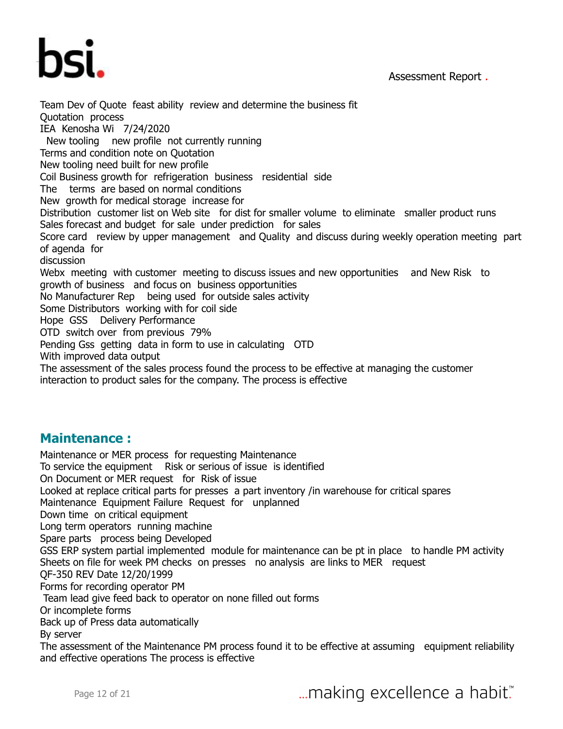Team Dev of Quote feast ability review and determine the business fit
Quotation process
IEA Kenosha Wi 7/24/2020
New tooling new profile not currently running
Terms and condition note on Quotation
New tooling need built for new profile
Coil Business growth for refrigeration business residential side
The terms are based on normal conditions
New growth for medical storage increase for
Distribution customer list on Web site for dist for smaller volume to eliminate smaller product runs
Sales forecast and budget for sale under prediction for sales
Score card review by upper management and Quality and discuss during weekly operation meeting part of agenda for
discussion
Webx meeting with customer meeting to discuss issues and new opportunities and New Risk to growth of business and focus on business opportunities
No Manufacturer Rep being used for outside sales activity
Some Distributors working with for coil side
Hope GSS Delivery Performance
OTD switch over from previous 79%
Pending Gss getting data in form to use in calculating OTD
With improved data output
The assessment of the sales process found the process to be effective at managing the customer interaction to product sales for the company. The process is effective

## Maintenance :

Maintenance or MER process for requesting Maintenance
To service the equipment Risk or serious of issue is identified
On Document or MER request for Risk of issue
Looked at replace critical parts for presses a part inventory /in warehouse for critical spares
Maintenance Equipment Failure Request for unplanned
Down time on critical equipment
Long term operators running machine
Spare parts process being Developed
GSS ERP system partial implemented module for maintenance can be pt in place to handle PM activity
Sheets on file for week PM checks on presses no analysis are links to MER request
QF-350 REV Date 12/20/1999
Forms for recording operator PM
Team lead give feed back to operator on none filled out forms
Or incomplete forms
Back up of Press data automatically
By server
The assessment of the Maintenance PM process found it to be effective at assuming equipment reliability and effective operations The process is effective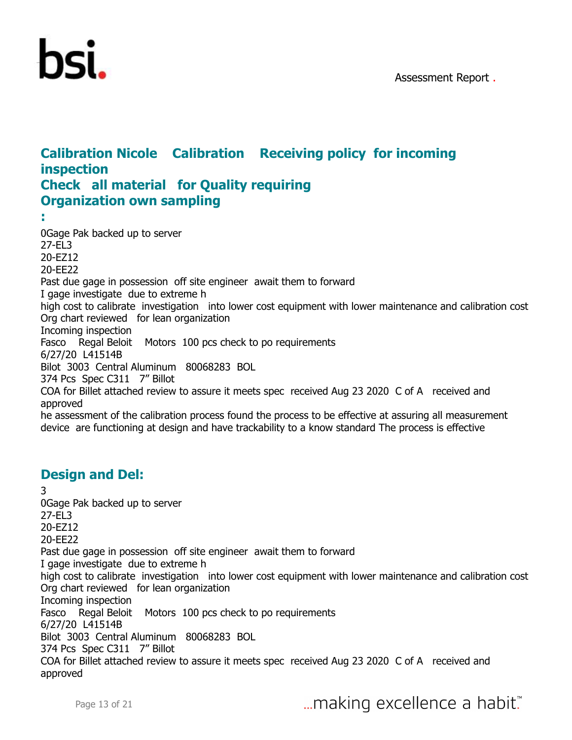## Calibration Nicole   Calibration   Receiving policy  for incoming inspection
## Check  all material  for Quality requiring Organization own sampling
## :

0Gage Pak backed up to server
27-EL3
20-EZ12
20-EE22
Past due gage in possession  off site engineer  await them to forward
I gage investigate  due to extreme h
high cost to calibrate  investigation   into lower cost equipment with lower maintenance and calibration cost
Org chart reviewed   for lean organization
Incoming inspection
Fasco   Regal Beloit   Motors  100 pcs check to po requirements
6/27/20  L41514B
Bilot  3003  Central Aluminum   80068283  BOL
374 Pcs  Spec C311   7" Billot
COA for Billet attached review to assure it meets spec  received Aug 23 2020  C of A   received and approved
he assessment of the calibration process found the process to be effective at assuring all measurement device  are functioning at design and have trackability to a know standard The process is effective

## Design and Del:

3
0Gage Pak backed up to server
27-EL3
20-EZ12
20-EE22
Past due gage in possession  off site engineer  await them to forward
I gage investigate  due to extreme h
high cost to calibrate  investigation   into lower cost equipment with lower maintenance and calibration cost
Org chart reviewed   for lean organization
Incoming inspection
Fasco   Regal Beloit   Motors  100 pcs check to po requirements
6/27/20  L41514B
Bilot  3003  Central Aluminum   80068283  BOL
374 Pcs  Spec C311   7" Billot
COA for Billet attached review to assure it meets spec  received Aug 23 2020  C of A   received and approved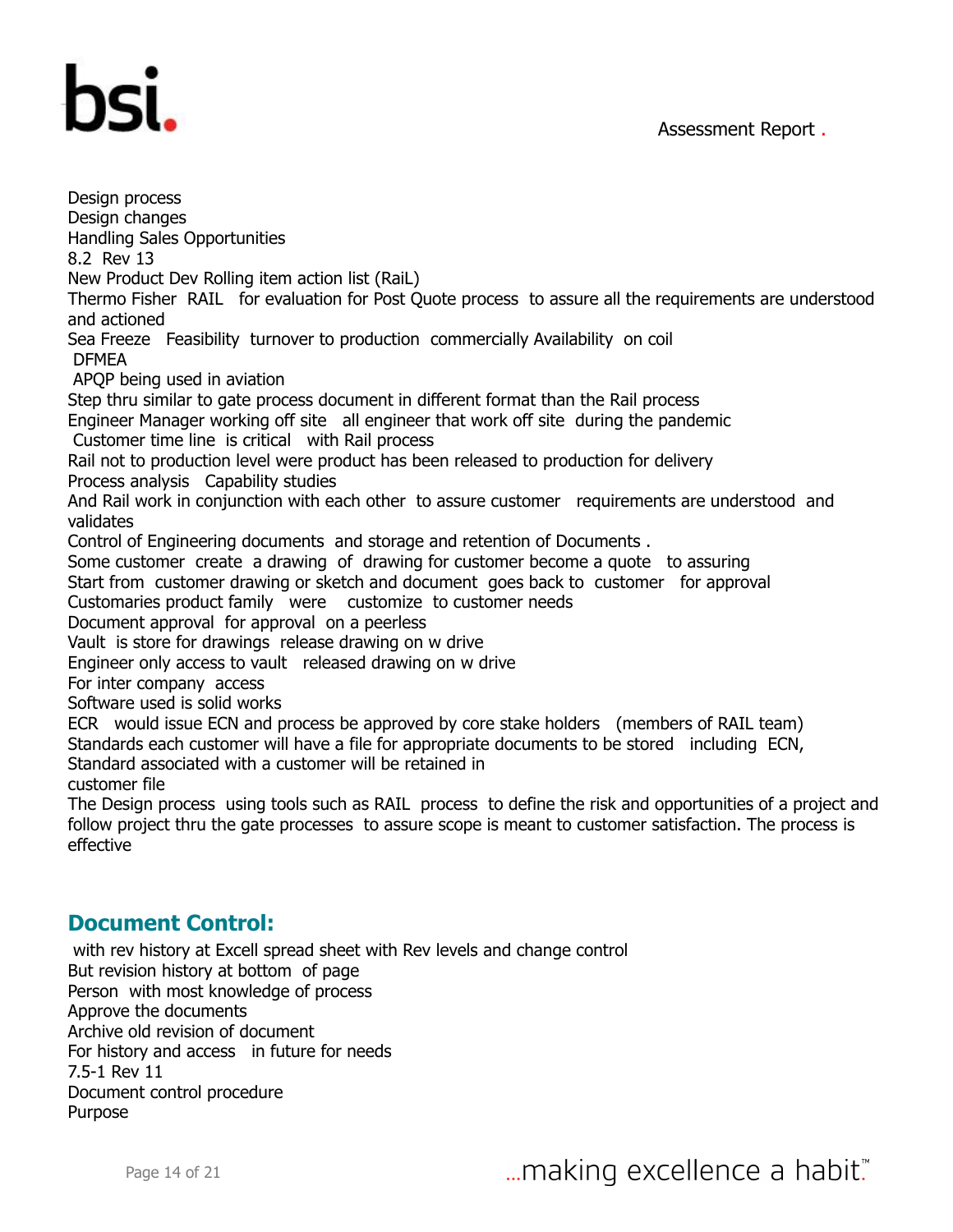Design process
Design changes
Handling Sales Opportunities
8.2 Rev 13
New Product Dev Rolling item action list (RaiL)
Thermo Fisher RAIL for evaluation for Post Quote process to assure all the requirements are understood and actioned
Sea Freeze Feasibility turnover to production commercially Availability on coil
DFMEA
APQP being used in aviation
Step thru similar to gate process document in different format than the Rail process
Engineer Manager working off site all engineer that work off site during the pandemic
Customer time line is critical with Rail process
Rail not to production level were product has been released to production for delivery
Process analysis Capability studies
And Rail work in conjunction with each other to assure customer requirements are understood and validates
Control of Engineering documents and storage and retention of Documents .
Some customer create a drawing of drawing for customer become a quote to assuring
Start from customer drawing or sketch and document goes back to customer for approval
Customaries product family were customize to customer needs
Document approval for approval on a peerless
Vault is store for drawings release drawing on w drive
Engineer only access to vault released drawing on w drive
For inter company access
Software used is solid works
ECR would issue ECN and process be approved by core stake holders (members of RAIL team)
Standards each customer will have a file for appropriate documents to be stored including ECN,
Standard associated with a customer will be retained in
customer file
The Design process using tools such as RAIL process to define the risk and opportunities of a project and follow project thru the gate processes to assure scope is meant to customer satisfaction. The process is effective

## Document Control:

with rev history at Excell spread sheet with Rev levels and change control
But revision history at bottom of page
Person with most knowledge of process
Approve the documents
Archive old revision of document
For history and access in future for needs
7.5-1 Rev 11
Document control procedure
Purpose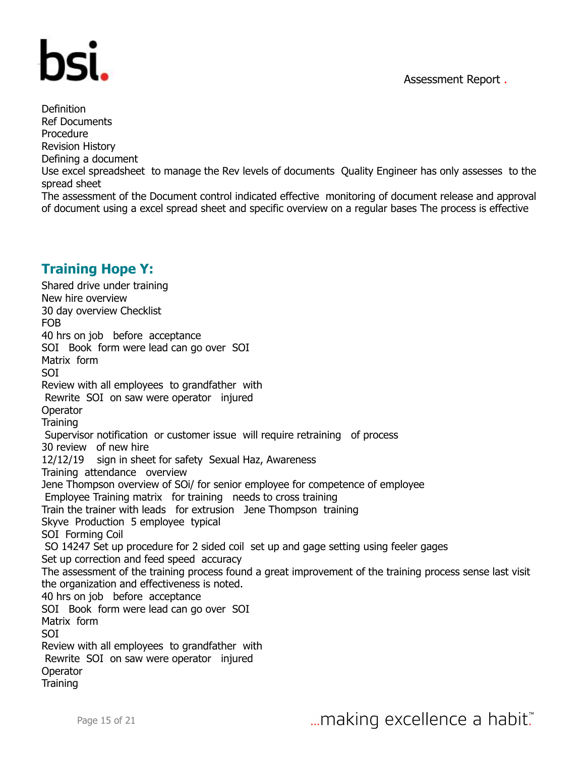Definition
Ref Documents
Procedure
Revision History
Defining a document
Use excel spreadsheet to manage the Rev levels of documents Quality Engineer has only assesses to the spread sheet
The assessment of the Document control indicated effective monitoring of document release and approval of document using a excel spread sheet and specific overview on a regular bases The process is effective

## Training Hope Y:

Shared drive under training
New hire overview
30 day overview Checklist
FOB
40 hrs on job before acceptance
SOI Book form were lead can go over SOI
Matrix form
SOI
Review with all employees to grandfather with
Rewrite SOI on saw were operator injured
Operator
Training
Supervisor notification or customer issue will require retraining of process
30 review of new hire
12/12/19 sign in sheet for safety Sexual Haz, Awareness
Training attendance overview
Jene Thompson overview of SOi/ for senior employee for competence of employee
Employee Training matrix for training needs to cross training
Train the trainer with leads for extrusion Jene Thompson training
Skyve Production 5 employee typical
SOI Forming Coil
SO 14247 Set up procedure for 2 sided coil set up and gage setting using feeler gages
Set up correction and feed speed accuracy
The assessment of the training process found a great improvement of the training process sense last visit the organization and effectiveness is noted.
40 hrs on job before acceptance
SOI Book form were lead can go over SOI
Matrix form
SOI
Review with all employees to grandfather with
Rewrite SOI on saw were operator injured
Operator
Training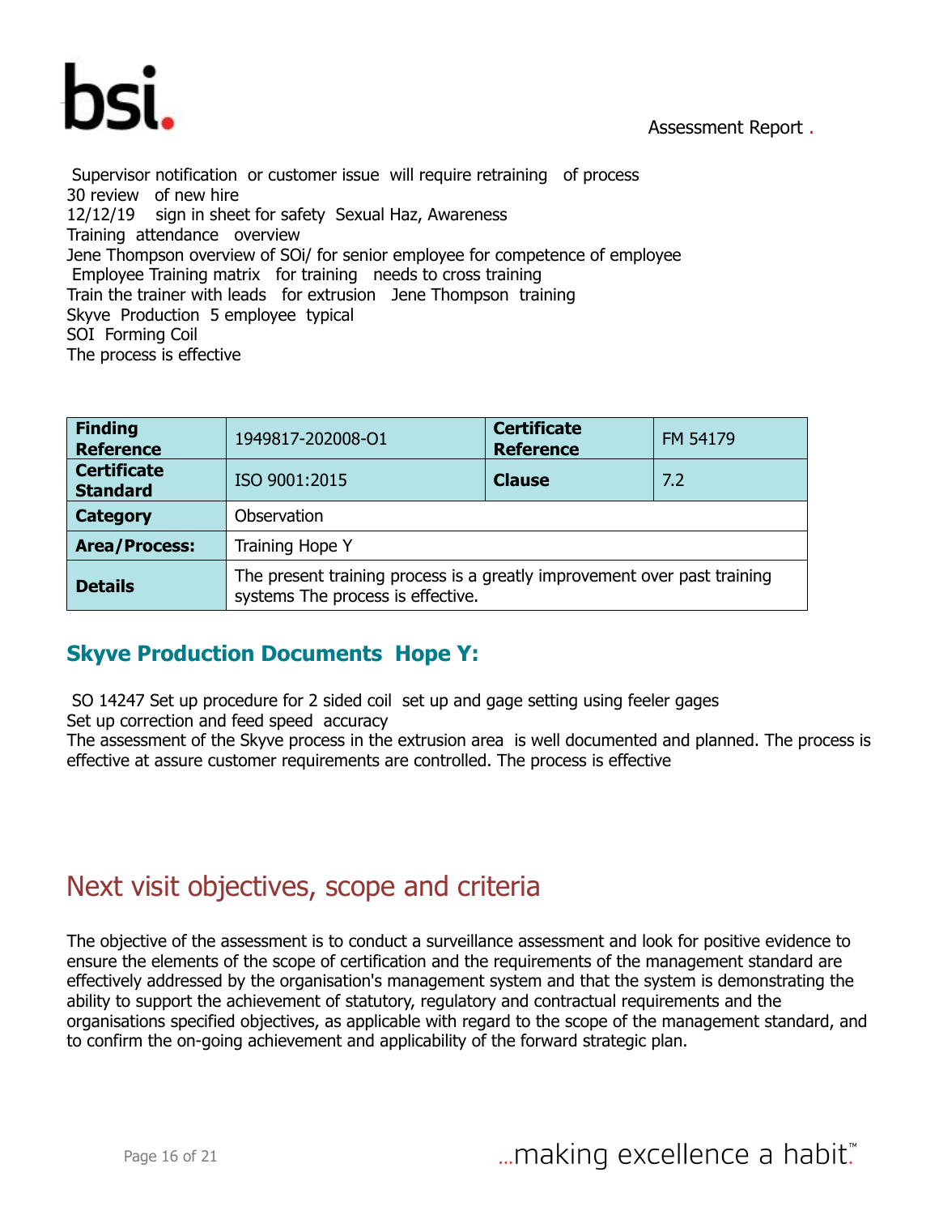Supervisor notification or customer issue will require retraining of process
30 review of new hire
12/12/19 sign in sheet for safety Sexual Haz, Awareness
Training attendance overview
Jene Thompson overview of SOi/ for senior employee for competence of employee
Employee Training matrix for training needs to cross training
Train the trainer with leads for extrusion Jene Thompson training
Skyve Production 5 employee typical
SOI Forming Coil
The process is effective

| **Finding Reference** | 1949817-202008-O1 | **Certificate Reference** | FM 54179 |
|---|---|---|---|
| **Certificate Standard** | ISO 9001:2015 | **Clause** | 7.2 |
| **Category** | Observation | | |
| **Area/Process:** | Training Hope Y | | |
| **Details** | The present training process is a greatly improvement over past training systems The process is effective. | | |

## Skyve Production Documents Hope Y:

SO 14247 Set up procedure for 2 sided coil set up and gage setting using feeler gages
Set up correction and feed speed accuracy
The assessment of the Skyve process in the extrusion area is well documented and planned. The process is effective at assure customer requirements are controlled. The process is effective

# Next visit objectives, scope and criteria

The objective of the assessment is to conduct a surveillance assessment and look for positive evidence to ensure the elements of the scope of certification and the requirements of the management standard are effectively addressed by the organisation's management system and that the system is demonstrating the ability to support the achievement of statutory, regulatory and contractual requirements and the organisations specified objectives, as applicable with regard to the scope of the management standard, and to confirm the on-going achievement and applicability of the forward strategic plan.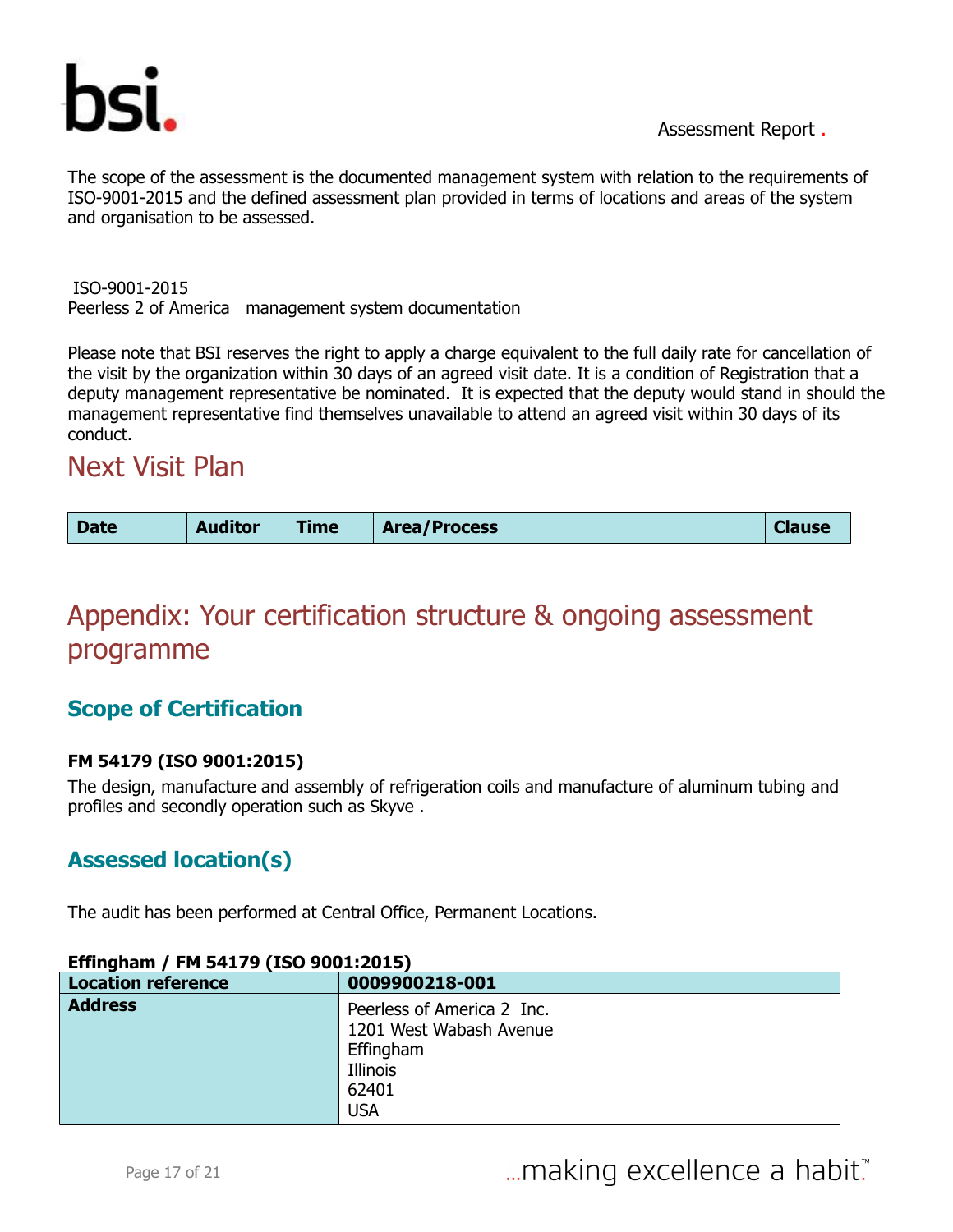The scope of the assessment is the documented management system with relation to the requirements of ISO-9001-2015 and the defined assessment plan provided in terms of locations and areas of the system and organisation to be assessed.

ISO-9001-2015
Peerless 2 of America management system documentation

Please note that BSI reserves the right to apply a charge equivalent to the full daily rate for cancellation of the visit by the organization within 30 days of an agreed visit date. It is a condition of Registration that a deputy management representative be nominated. It is expected that the deputy would stand in should the management representative find themselves unavailable to attend an agreed visit within 30 days of its conduct.

## Next Visit Plan

| Date | Auditor | Time | Area/Process | Clause |
|---|---|---|---|---|

# Appendix: Your certification structure & ongoing assessment programme

### Scope of Certification

**FM 54179 (ISO 9001:2015)**

The design, manufacture and assembly of refrigeration coils and manufacture of aluminum tubing and profiles and secondly operation such as Skyve .

### Assessed location(s)

The audit has been performed at Central Office, Permanent Locations.

**Effingham / FM 54179 (ISO 9001:2015)**

| Location reference | 0009900218-001 |
|---|---|
| Address | Peerless of America 2 Inc.<br>1201 West Wabash Avenue<br>Effingham<br>Illinois<br>62401<br>USA |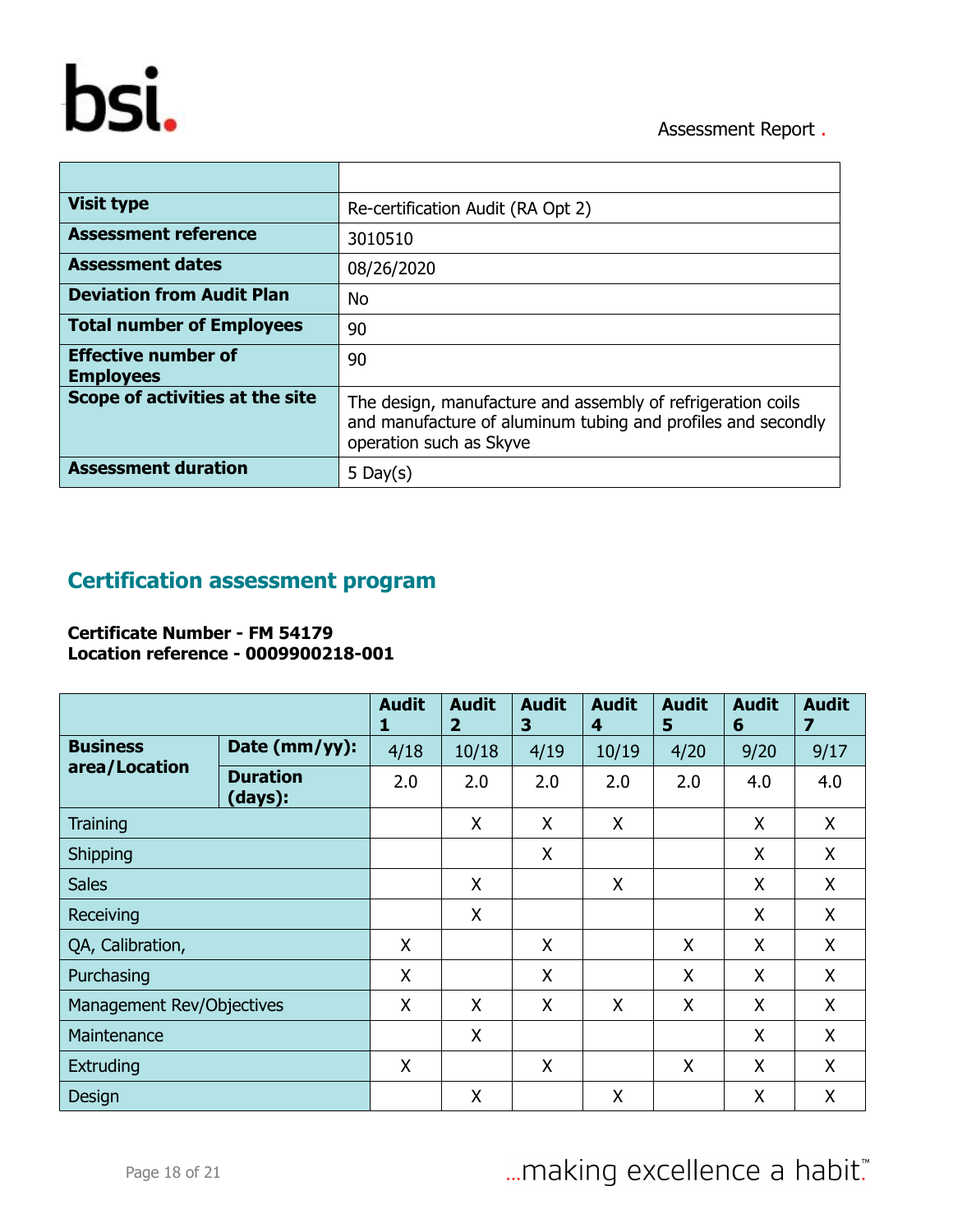| | |
|---|---|
| **Visit type** | Re-certification Audit (RA Opt 2) |
| **Assessment reference** | 3010510 |
| **Assessment dates** | 08/26/2020 |
| **Deviation from Audit Plan** | No |
| **Total number of Employees** | 90 |
| **Effective number of Employees** | 90 |
| **Scope of activities at the site** | The design, manufacture and assembly of refrigeration coils and manufacture of aluminum tubing and profiles and secondly operation such as Skyve |
| **Assessment duration** | 5 Day(s) |

## Certification assessment program

**Certificate Number - FM 54179**
**Location reference - 0009900218-001**

| | | Audit 1 | Audit 2 | Audit 3 | Audit 4 | Audit 5 | Audit 6 | Audit 7 |
|---|---|---|---|---|---|---|---|---|
| **Business area/Location** | **Date (mm/yy):** | 4/18 | 10/18 | 4/19 | 10/19 | 4/20 | 9/20 | 9/17 |
| | **Duration (days):** | 2.0 | 2.0 | 2.0 | 2.0 | 2.0 | 4.0 | 4.0 |
| Training | | | X | X | X | | X | X |
| Shipping | | | | X | | | X | X |
| Sales | | | X | | X | | X | X |
| Receiving | | | X | | | | X | X |
| QA, Calibration, | | X | | X | | X | X | X |
| Purchasing | | X | | X | | X | X | X |
| Management Rev/Objectives | | X | X | X | X | X | X | X |
| Maintenance | | | X | | | | X | X |
| Extruding | | X | | X | | X | X | X |
| Design | | | X | | X | | X | X |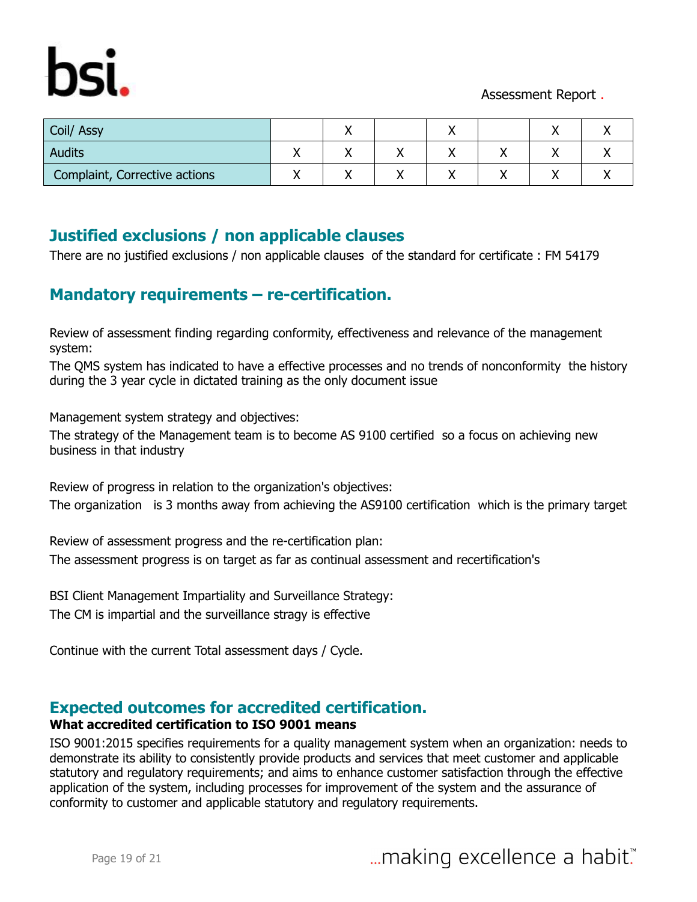| | | | | | | | |
|---|---|---|---|---|---|---|---|
| Coil/ Assy | | X | | X | | X | X |
| Audits | X | X | X | X | X | X | X |
| Complaint, Corrective actions | X | X | X | X | X | X | X |

## Justified exclusions / non applicable clauses

There are no justified exclusions / non applicable clauses of the standard for certificate : FM 54179

## Mandatory requirements – re-certification.

Review of assessment finding regarding conformity, effectiveness and relevance of the management system:

The QMS system has indicated to have a effective processes and no trends of nonconformity the history during the 3 year cycle in dictated training as the only document issue

Management system strategy and objectives:

The strategy of the Management team is to become AS 9100 certified so a focus on achieving new business in that industry

Review of progress in relation to the organization's objectives:

The organization is 3 months away from achieving the AS9100 certification which is the primary target

Review of assessment progress and the re-certification plan:

The assessment progress is on target as far as continual assessment and recertification's

BSI Client Management Impartiality and Surveillance Strategy:

The CM is impartial and the surveillance stragy is effective

Continue with the current Total assessment days / Cycle.

## Expected outcomes for accredited certification.

**What accredited certification to ISO 9001 means**

ISO 9001:2015 specifies requirements for a quality management system when an organization: needs to demonstrate its ability to consistently provide products and services that meet customer and applicable statutory and regulatory requirements; and aims to enhance customer satisfaction through the effective application of the system, including processes for improvement of the system and the assurance of conformity to customer and applicable statutory and regulatory requirements.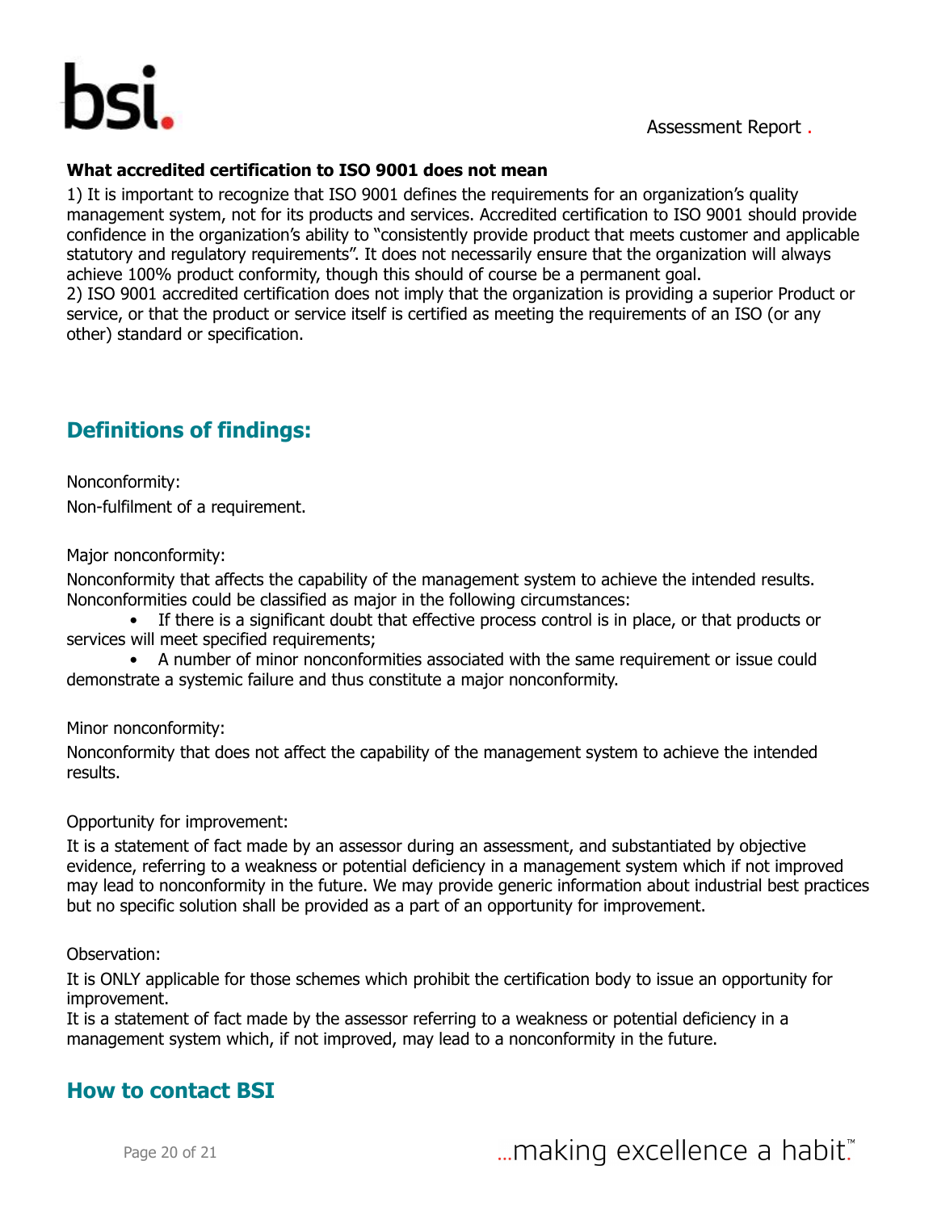**What accredited certification to ISO 9001 does not mean**

1) It is important to recognize that ISO 9001 defines the requirements for an organization's quality management system, not for its products and services. Accredited certification to ISO 9001 should provide confidence in the organization's ability to "consistently provide product that meets customer and applicable statutory and regulatory requirements". It does not necessarily ensure that the organization will always achieve 100% product conformity, though this should of course be a permanent goal.
2) ISO 9001 accredited certification does not imply that the organization is providing a superior Product or service, or that the product or service itself is certified as meeting the requirements of an ISO (or any other) standard or specification.

## Definitions of findings:

Nonconformity:

Non-fulfilment of a requirement.

Major nonconformity:

Nonconformity that affects the capability of the management system to achieve the intended results. Nonconformities could be classified as major in the following circumstances:

- If there is a significant doubt that effective process control is in place, or that products or services will meet specified requirements;
- A number of minor nonconformities associated with the same requirement or issue could demonstrate a systemic failure and thus constitute a major nonconformity.

Minor nonconformity:

Nonconformity that does not affect the capability of the management system to achieve the intended results.

Opportunity for improvement:

It is a statement of fact made by an assessor during an assessment, and substantiated by objective evidence, referring to a weakness or potential deficiency in a management system which if not improved may lead to nonconformity in the future. We may provide generic information about industrial best practices but no specific solution shall be provided as a part of an opportunity for improvement.

Observation:

It is ONLY applicable for those schemes which prohibit the certification body to issue an opportunity for improvement.
It is a statement of fact made by the assessor referring to a weakness or potential deficiency in a management system which, if not improved, may lead to a nonconformity in the future.

## How to contact BSI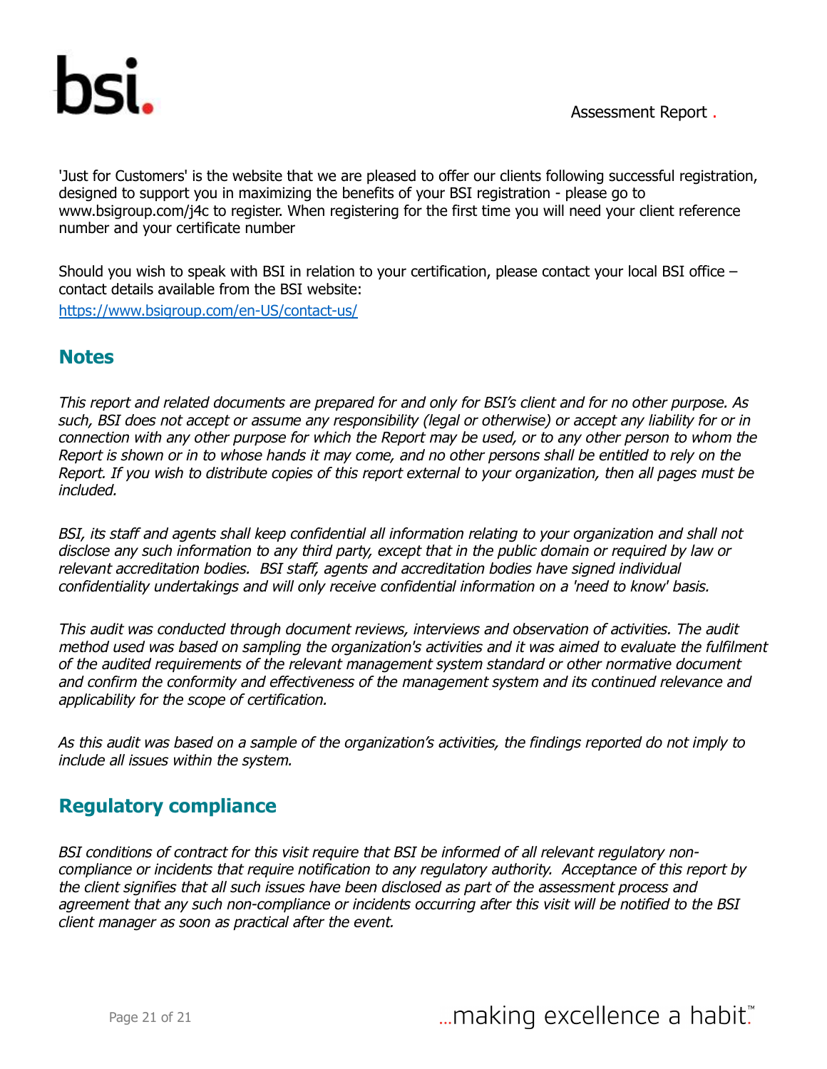'Just for Customers' is the website that we are pleased to offer our clients following successful registration, designed to support you in maximizing the benefits of your BSI registration - please go to www.bsigroup.com/j4c to register. When registering for the first time you will need your client reference number and your certificate number

Should you wish to speak with BSI in relation to your certification, please contact your local BSI office – contact details available from the BSI website:
https://www.bsigroup.com/en-US/contact-us/

## Notes

*This report and related documents are prepared for and only for BSI's client and for no other purpose. As such, BSI does not accept or assume any responsibility (legal or otherwise) or accept any liability for or in connection with any other purpose for which the Report may be used, or to any other person to whom the Report is shown or in to whose hands it may come, and no other persons shall be entitled to rely on the Report. If you wish to distribute copies of this report external to your organization, then all pages must be included.*

*BSI, its staff and agents shall keep confidential all information relating to your organization and shall not disclose any such information to any third party, except that in the public domain or required by law or relevant accreditation bodies. BSI staff, agents and accreditation bodies have signed individual confidentiality undertakings and will only receive confidential information on a 'need to know' basis.*

*This audit was conducted through document reviews, interviews and observation of activities. The audit method used was based on sampling the organization's activities and it was aimed to evaluate the fulfilment of the audited requirements of the relevant management system standard or other normative document and confirm the conformity and effectiveness of the management system and its continued relevance and applicability for the scope of certification.*

*As this audit was based on a sample of the organization's activities, the findings reported do not imply to include all issues within the system.*

## Regulatory compliance

*BSI conditions of contract for this visit require that BSI be informed of all relevant regulatory non-compliance or incidents that require notification to any regulatory authority. Acceptance of this report by the client signifies that all such issues have been disclosed as part of the assessment process and agreement that any such non-compliance or incidents occurring after this visit will be notified to the BSI client manager as soon as practical after the event.*